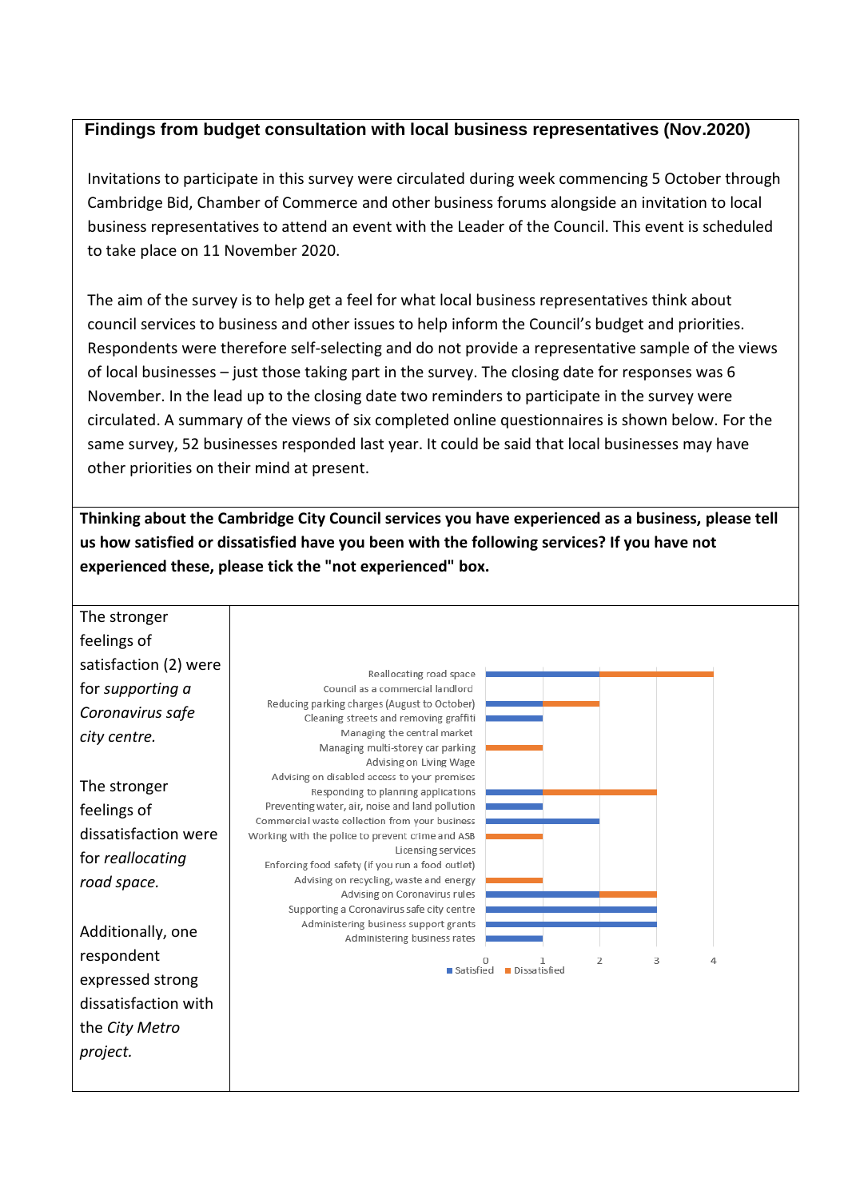## Findings from budget consultation with local business representatives (Nov.2020)

Invitations to participate in this survey were circulated during week commencing 5 October through Cambridge Bid, Chamber of Commerce and other business forums alongside an invitation to local business representatives to attend an event with the Leader of the Council. This event is scheduled to take place on 11 November 2020.

The aim of the survey is to help get a feel for what local business representatives think about council services to business and other issues to help inform the Council's budget and priorities. Respondents were therefore self-selecting and do not provide a representative sample of the views of local businesses – just those taking part in the survey. The closing date for responses was 6 November. In the lead up to the closing date two reminders to participate in the survey were circulated. A summary of the views of six completed online questionnaires is shown below. For the same survey, 52 businesses responded last year. It could be said that local businesses may have other priorities on their mind at present.

**Thinking about the Cambridge City Council services you have experienced as a business, please tell us how satisfied or dissatisfied have you been with the following services? If you have not experienced these, please tick the "not experienced" box.**

The stronger feelings of satisfaction (2) were for *supporting a Coronavirus safe city centre.*

The stronger feelings of dissatisfaction were for *reallocating road space.*

Additionally, one respondent expressed strong dissatisfaction with the *City Metro project.*

| Service | Satisfied | Dissatisfied |
|---|---|---|
| Reallocating road space | 2 | 2 |
| Council as a commercial landlord | | |
| Reducing parking charges (August to October) | 1 | 1 |
| Cleaning streets and removing graffiti | 1 | |
| Managing the central market | | |
| Managing multi-storey car parking | | 1 |
| Advising on Living Wage | | |
| Advising on disabled access to your premises | | |
| Responding to planning applications | 1 | 2 |
| Preventing water, air, noise and land pollution | 1 | |
| Commercial waste collection from your business | 2 | |
| Working with the police to prevent crime and ASB | | 1 |
| Licensing services | | |
| Enforcing food safety (if you run a food outlet) | | |
| Advising on recycling, waste and energy | | 1 |
| Advising on Coronavirus rules | 2 | 1 |
| Supporting a Coronavirus safe city centre | 3 | |
| Administering business support grants | 3 | |
| Administering business rates | 1 | |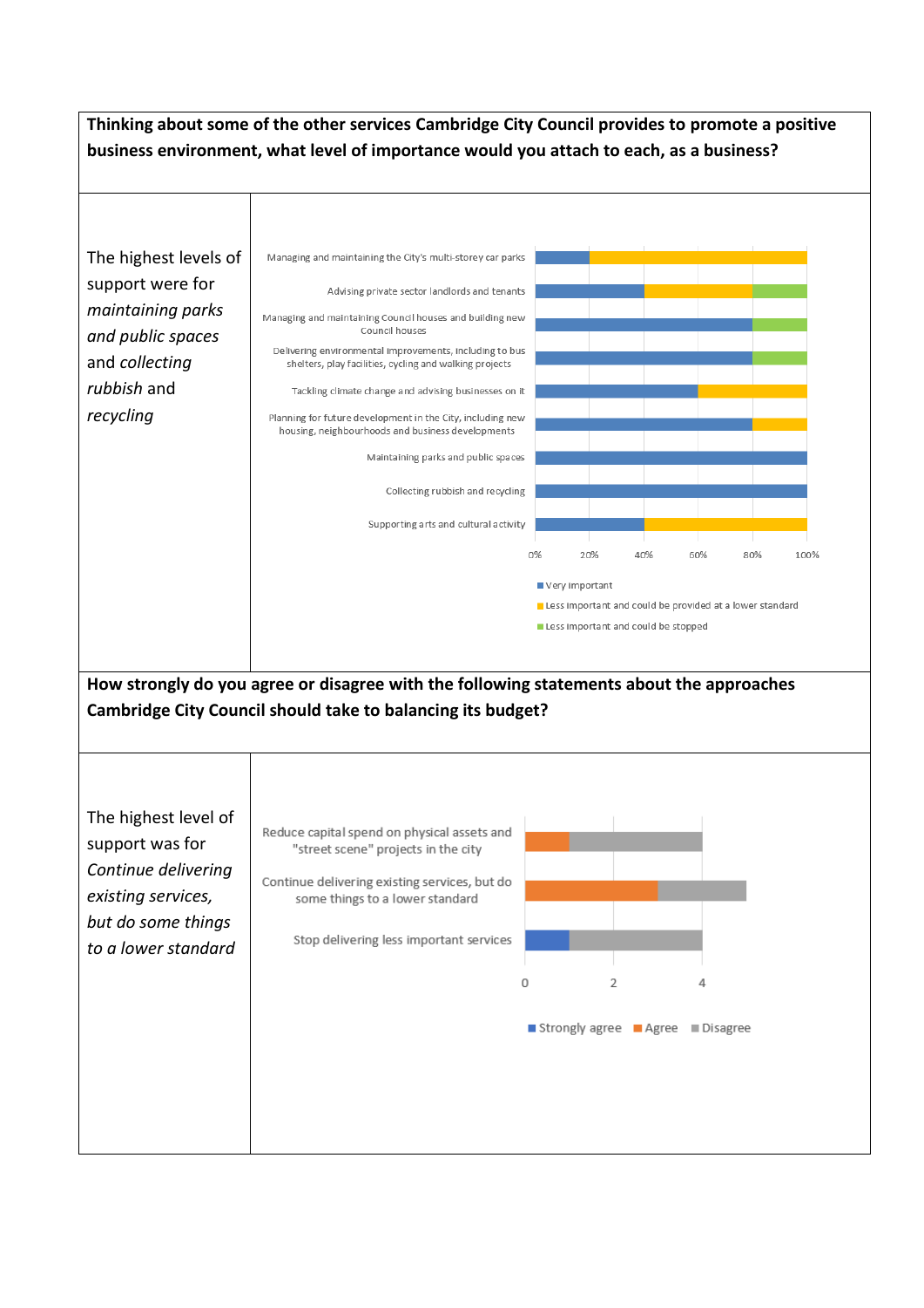| **Thinking about some of the other services Cambridge City Council provides to promote a positive business environment, what level of importance would you attach to each, as a business?** | |
|---|---|
| The highest levels of support were for *maintaining parks and public spaces* and *collecting rubbish and recycling* | Managing and maintaining the City's multi-storey car parks; Advising private sector landlords and tenants; Managing and maintaining Council houses and building new Council houses; Delivering environmental improvements, including to bus shelters, play facilities, cycling and walking projects; Tackling climate change and advising businesses on it; Planning for future development in the City, including new housing, neighbourhoods and business developments; Maintaining parks and public spaces; Collecting rubbish and recycling; Supporting arts and cultural activity. 0% 20% 40% 60% 80% 100%. Very important; Less important and could be provided at a lower standard; Less important and could be stopped |
| **How strongly do you agree or disagree with the following statements about the approaches Cambridge City Council should take to balancing its budget?** | |
| The highest level of support was for *Continue delivering existing services, but do some things to a lower standard* | Reduce capital spend on physical assets and "street scene" projects in the city; Continue delivering existing services, but do some things to a lower standard; Stop delivering less important services. 0 2 4. Strongly agree; Agree; Disagree |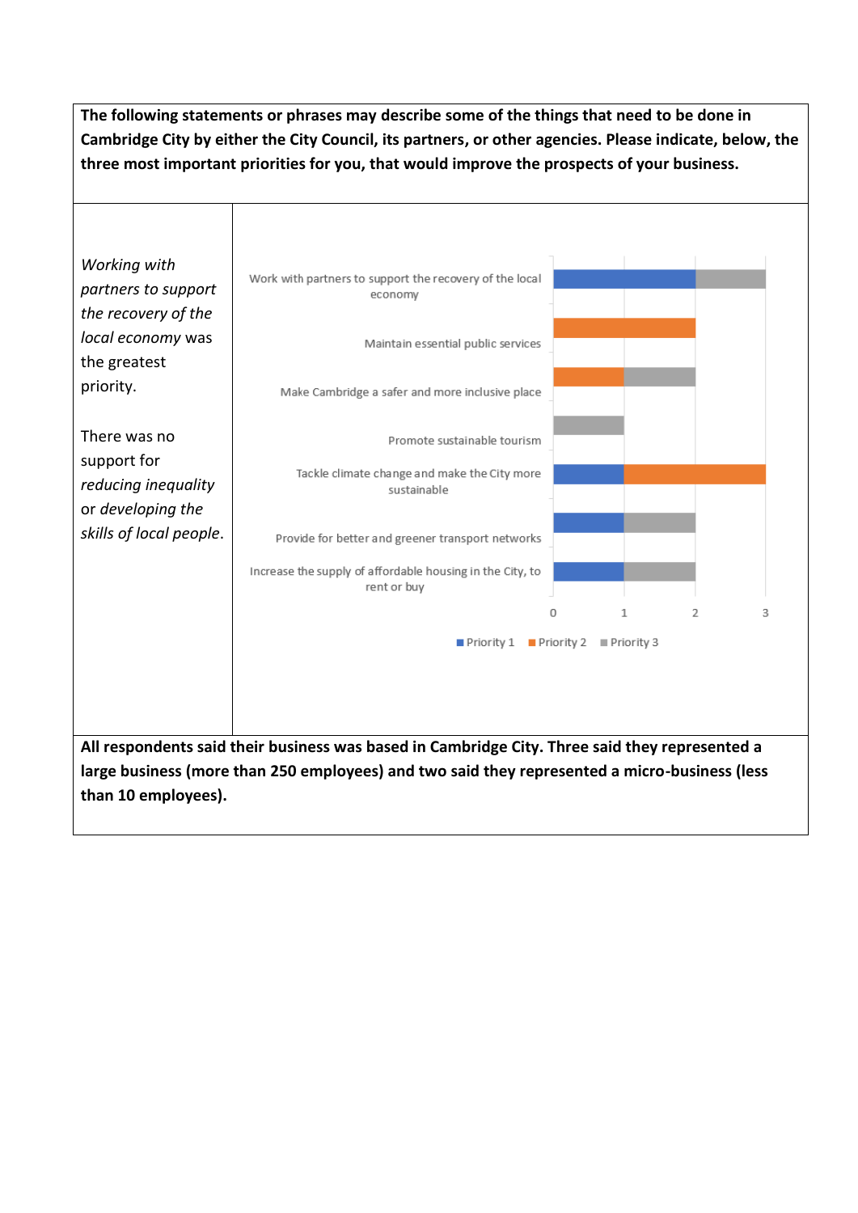**The following statements or phrases may describe some of the things that need to be done in Cambridge City by either the City Council, its partners, or other agencies. Please indicate, below, the three most important priorities for you, that would improve the prospects of your business.**

*Working with partners to support the recovery of the local economy* was the greatest priority.

There was no support for *reducing inequality* or *developing the skills of local people*.

Work with partners to support the recovery of the local economy
Maintain essential public services
Make Cambridge a safer and more inclusive place
Promote sustainable tourism
Tackle climate change and make the City more sustainable
Provide for better and greener transport networks
Increase the supply of affordable housing in the City, to rent or buy

0
1
2
3

Priority 1
Priority 2
Priority 3

**All respondents said their business was based in Cambridge City. Three said they represented a large business (more than 250 employees) and two said they represented a micro-business (less than 10 employees).**